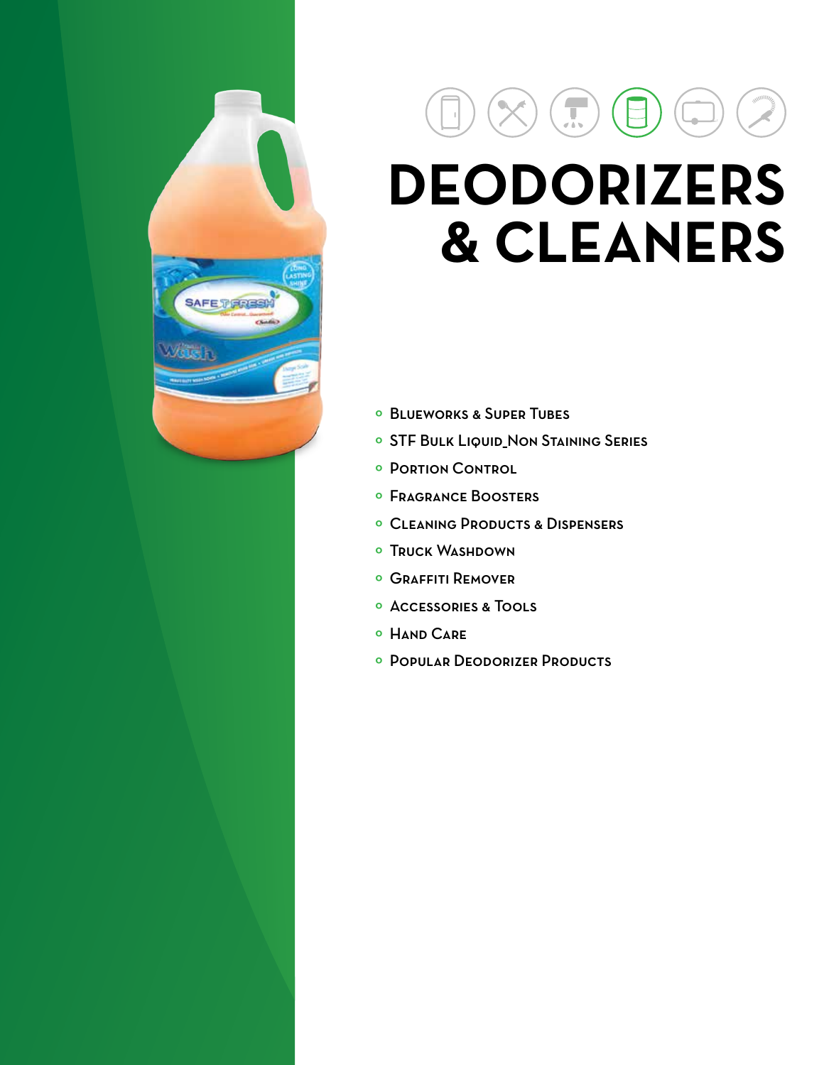# DEODORIZERS & CLEANERS

- Blueworks & Super Tubes
- STF Bulk Liquid_Non Staining Series
- Portion Control
- Fragrance Boosters
- Cleaning Products & Dispensers
- Truck Washdown
- Graffiti Remover
- Accessories & Tools
- Hand Care
- Popular Deodorizer Products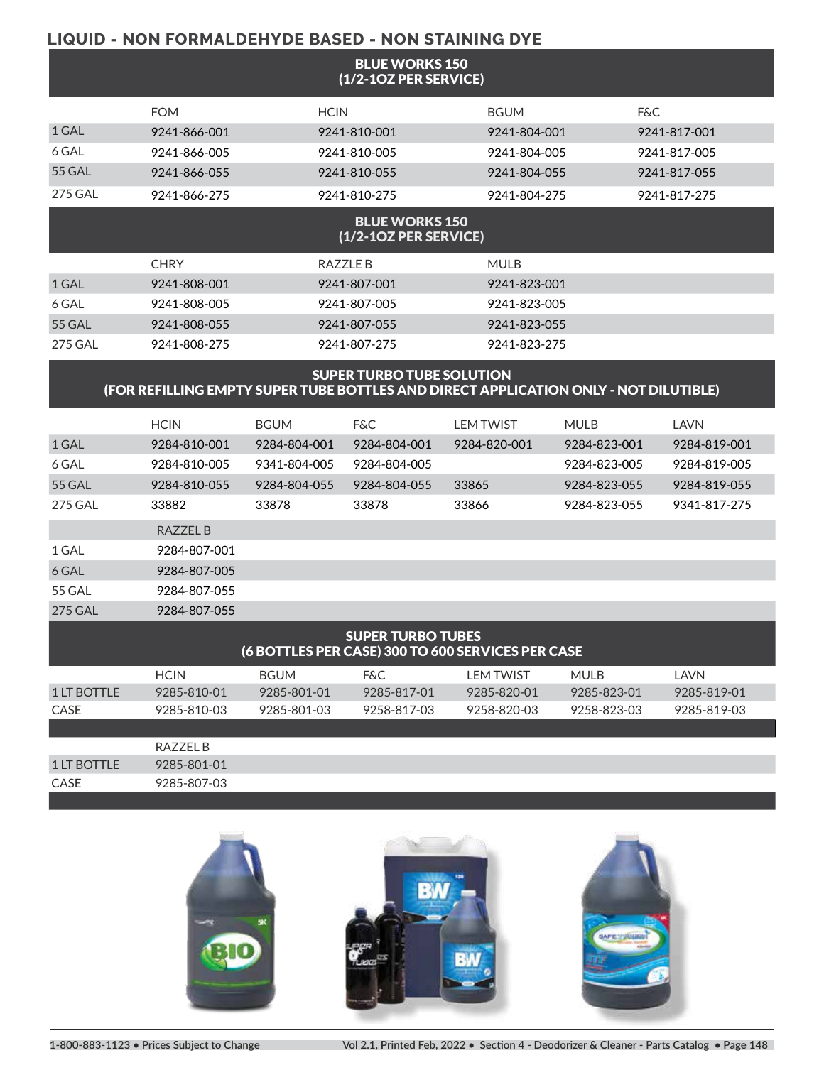## LIQUID - NON FORMALDEHYDE BASED - NON STAINING DYE

| BLUE WORKS 150 (1/2-1OZ PER SERVICE) | | | | |
|---|---|---|---|---|
| | FOM | HCIN | BGUM | F&C |
| 1 GAL | 9241-866-001 | 9241-810-001 | 9241-804-001 | 9241-817-001 |
| 6 GAL | 9241-866-005 | 9241-810-005 | 9241-804-005 | 9241-817-005 |
| 55 GAL | 9241-866-055 | 9241-810-055 | 9241-804-055 | 9241-817-055 |
| 275 GAL | 9241-866-275 | 9241-810-275 | 9241-804-275 | 9241-817-275 |

| BLUE WORKS 150 (1/2-1OZ PER SERVICE) | | | |
|---|---|---|---|
| | CHRY | RAZZLE B | MULB |
| 1 GAL | 9241-808-001 | 9241-807-001 | 9241-823-001 |
| 6 GAL | 9241-808-005 | 9241-807-005 | 9241-823-005 |
| 55 GAL | 9241-808-055 | 9241-807-055 | 9241-823-055 |
| 275 GAL | 9241-808-275 | 9241-807-275 | 9241-823-275 |

| SUPER TURBO TUBE SOLUTION (FOR REFILLING EMPTY SUPER TUBE BOTTLES AND DIRECT APPLICATION ONLY - NOT DILUTIBLE) | | | | | | |
|---|---|---|---|---|---|---|
| | HCIN | BGUM | F&C | LEM TWIST | MULB | LAVN |
| 1 GAL | 9284-810-001 | 9284-804-001 | 9284-804-001 | 9284-820-001 | 9284-823-001 | 9284-819-001 |
| 6 GAL | 9284-810-005 | 9341-804-005 | 9284-804-005 | | 9284-823-005 | 9284-819-005 |
| 55 GAL | 9284-810-055 | 9284-804-055 | 9284-804-055 | 33865 | 9284-823-055 | 9284-819-055 |
| 275 GAL | 33882 | 33878 | 33878 | 33866 | 9284-823-055 | 9341-817-275 |
| | RAZZEL B | | | | | |
| 1 GAL | 9284-807-001 | | | | | |
| 6 GAL | 9284-807-005 | | | | | |
| 55 GAL | 9284-807-055 | | | | | |
| 275 GAL | 9284-807-055 | | | | | |

| SUPER TURBO TUBES (6 BOTTLES PER CASE) 300 TO 600 SERVICES PER CASE | | | | | | |
|---|---|---|---|---|---|---|
| | HCIN | BGUM | F&C | LEM TWIST | MULB | LAVN |
| 1 LT BOTTLE | 9285-810-01 | 9285-801-01 | 9285-817-01 | 9285-820-01 | 9285-823-01 | 9285-819-01 |
| CASE | 9285-810-03 | 9285-801-03 | 9258-817-03 | 9258-820-03 | 9258-823-03 | 9285-819-03 |
| | RAZZEL B | | | | | |
| 1 LT BOTTLE | 9285-801-01 | | | | | |
| CASE | 9285-807-03 | | | | | |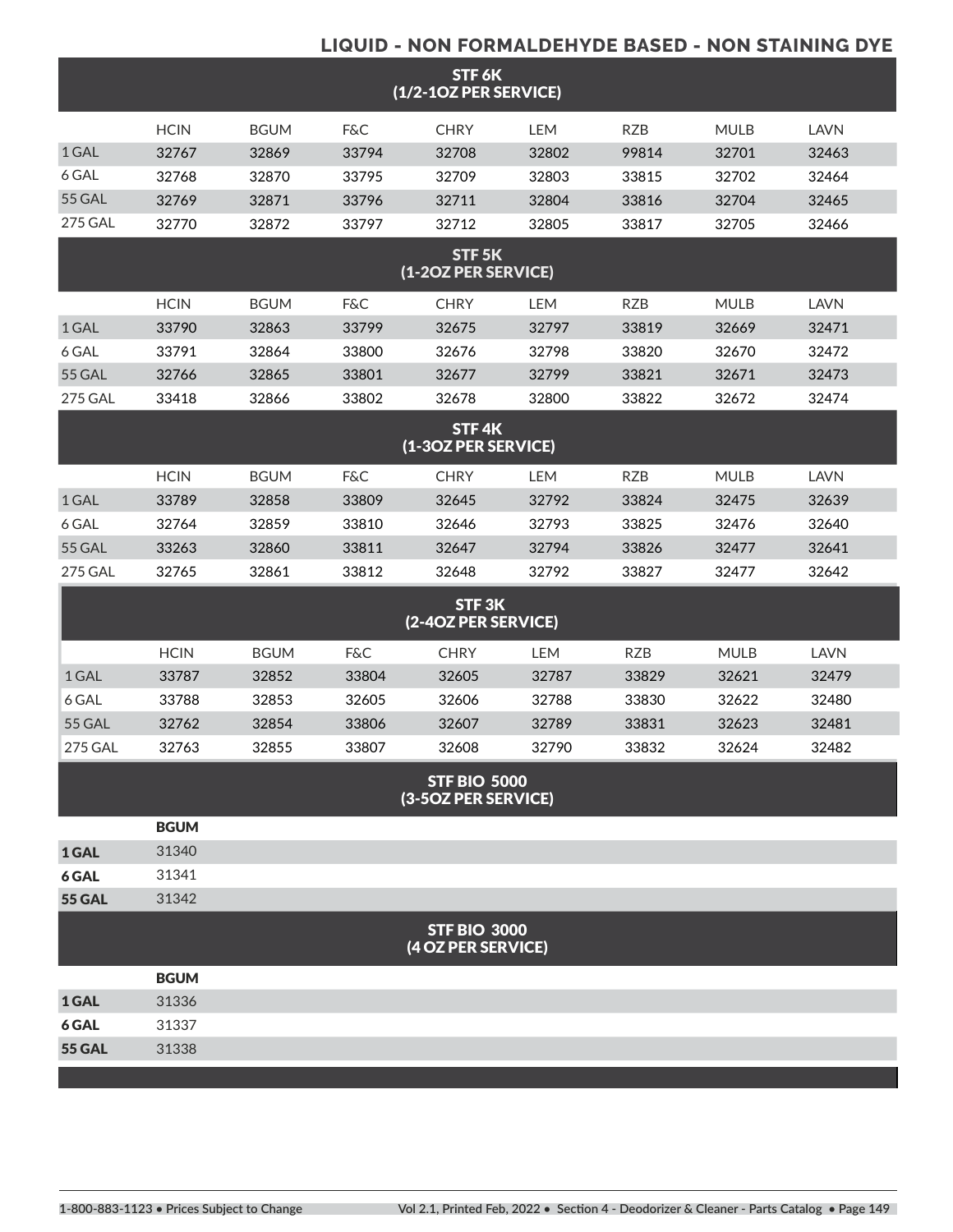## LIQUID - NON FORMALDEHYDE BASED - NON STAINING DYE

### STF 6K (1/2-1OZ PER SERVICE)

| | HCIN | BGUM | F&C | CHRY | LEM | RZB | MULB | LAVN |
|---|---|---|---|---|---|---|---|---|
| 1 GAL | 32767 | 32869 | 33794 | 32708 | 32802 | 99814 | 32701 | 32463 |
| 6 GAL | 32768 | 32870 | 33795 | 32709 | 32803 | 33815 | 32702 | 32464 |
| 55 GAL | 32769 | 32871 | 33796 | 32711 | 32804 | 33816 | 32704 | 32465 |
| 275 GAL | 32770 | 32872 | 33797 | 32712 | 32805 | 33817 | 32705 | 32466 |

### STF 5K (1-2OZ PER SERVICE)

| | HCIN | BGUM | F&C | CHRY | LEM | RZB | MULB | LAVN |
|---|---|---|---|---|---|---|---|---|
| 1 GAL | 33790 | 32863 | 33799 | 32675 | 32797 | 33819 | 32669 | 32471 |
| 6 GAL | 33791 | 32864 | 33800 | 32676 | 32798 | 33820 | 32670 | 32472 |
| 55 GAL | 32766 | 32865 | 33801 | 32677 | 32799 | 33821 | 32671 | 32473 |
| 275 GAL | 33418 | 32866 | 33802 | 32678 | 32800 | 33822 | 32672 | 32474 |

### STF 4K (1-3OZ PER SERVICE)

| | HCIN | BGUM | F&C | CHRY | LEM | RZB | MULB | LAVN |
|---|---|---|---|---|---|---|---|---|
| 1 GAL | 33789 | 32858 | 33809 | 32645 | 32792 | 33824 | 32475 | 32639 |
| 6 GAL | 32764 | 32859 | 33810 | 32646 | 32793 | 33825 | 32476 | 32640 |
| 55 GAL | 33263 | 32860 | 33811 | 32647 | 32794 | 33826 | 32477 | 32641 |
| 275 GAL | 32765 | 32861 | 33812 | 32648 | 32792 | 33827 | 32477 | 32642 |

### STF 3K (2-4OZ PER SERVICE)

| | HCIN | BGUM | F&C | CHRY | LEM | RZB | MULB | LAVN |
|---|---|---|---|---|---|---|---|---|
| 1 GAL | 33787 | 32852 | 33804 | 32605 | 32787 | 33829 | 32621 | 32479 |
| 6 GAL | 33788 | 32853 | 32605 | 32606 | 32788 | 33830 | 32622 | 32480 |
| 55 GAL | 32762 | 32854 | 33806 | 32607 | 32789 | 33831 | 32623 | 32481 |
| 275 GAL | 32763 | 32855 | 33807 | 32608 | 32790 | 33832 | 32624 | 32482 |

### STF BIO 5000 (3-5OZ PER SERVICE)

| | BGUM |
|---|---|
| **1 GAL** | 31340 |
| **6 GAL** | 31341 |
| **55 GAL** | 31342 |

### STF BIO 3000 (4 OZ PER SERVICE)

| | BGUM |
|---|---|
| **1 GAL** | 31336 |
| **6 GAL** | 31337 |
| **55 GAL** | 31338 |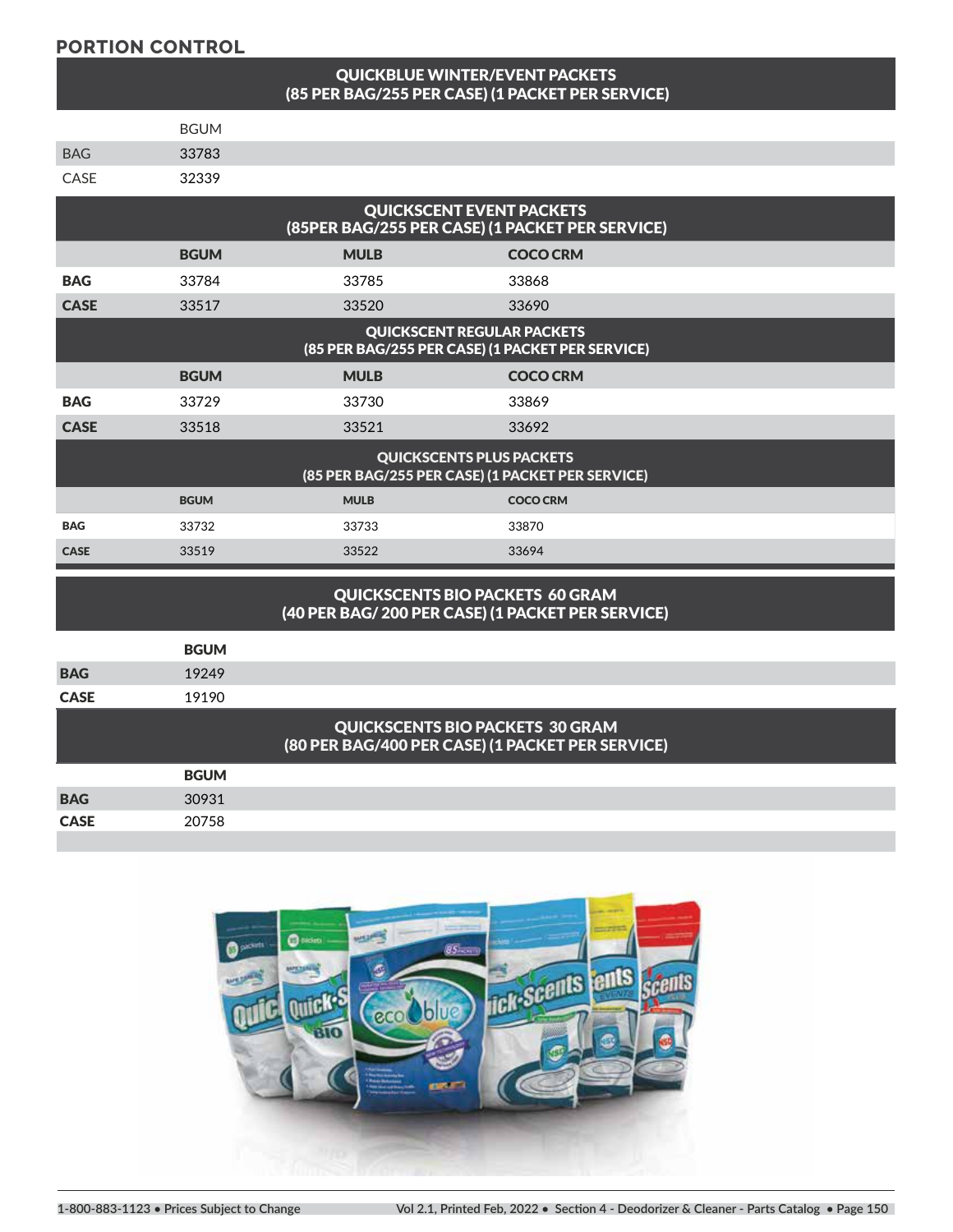## PORTION CONTROL

### QUICKBLUE WINTER/EVENT PACKETS (85 PER BAG/255 PER CASE) (1 PACKET PER SERVICE)

| | BGUM |
|---|---|
| BAG | 33783 |
| CASE | 32339 |

### QUICKSCENT EVENT PACKETS (85PER BAG/255 PER CASE) (1 PACKET PER SERVICE)

| | BGUM | MULB | COCO CRM |
|---|---|---|---|
| **BAG** | 33784 | 33785 | 33868 |
| **CASE** | 33517 | 33520 | 33690 |

### QUICKSCENT REGULAR PACKETS (85 PER BAG/255 PER CASE) (1 PACKET PER SERVICE)

| | BGUM | MULB | COCO CRM |
|---|---|---|---|
| **BAG** | 33729 | 33730 | 33869 |
| **CASE** | 33518 | 33521 | 33692 |

### QUICKSCENTS PLUS PACKETS (85 PER BAG/255 PER CASE) (1 PACKET PER SERVICE)

| | BGUM | MULB | COCO CRM |
|---|---|---|---|
| **BAG** | 33732 | 33733 | 33870 |
| **CASE** | 33519 | 33522 | 33694 |

### QUICKSCENTS BIO PACKETS 60 GRAM (40 PER BAG/ 200 PER CASE) (1 PACKET PER SERVICE)

| | BGUM |
|---|---|
| **BAG** | 19249 |
| **CASE** | 19190 |

### QUICKSCENTS BIO PACKETS 30 GRAM (80 PER BAG/400 PER CASE) (1 PACKET PER SERVICE)

| | BGUM |
|---|---|
| **BAG** | 30931 |
| **CASE** | 20758 |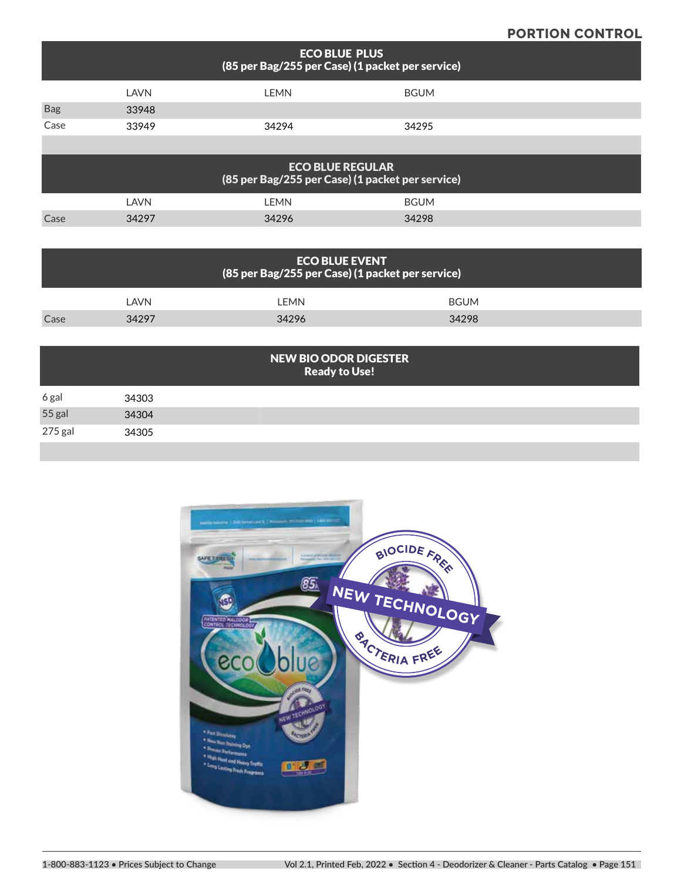## PORTION CONTROL

| ECO BLUE PLUS (85 per Bag/255 per Case) (1 packet per service) | | | |
|---|---|---|---|
| | LAVN | LEMN | BGUM |
| Bag | 33948 | | |
| Case | 33949 | 34294 | 34295 |

| ECO BLUE REGULAR (85 per Bag/255 per Case) (1 packet per service) | | | |
|---|---|---|---|
| | LAVN | LEMN | BGUM |
| Case | 34297 | 34296 | 34298 |

| ECO BLUE EVENT (85 per Bag/255 per Case) (1 packet per service) | | | |
|---|---|---|---|
| | LAVN | LEMN | BGUM |
| Case | 34297 | 34296 | 34298 |

| NEW BIO ODOR DIGESTER Ready to Use! | |
|---|---|
| 6 gal | 34303 |
| 55 gal | 34304 |
| 275 gal | 34305 |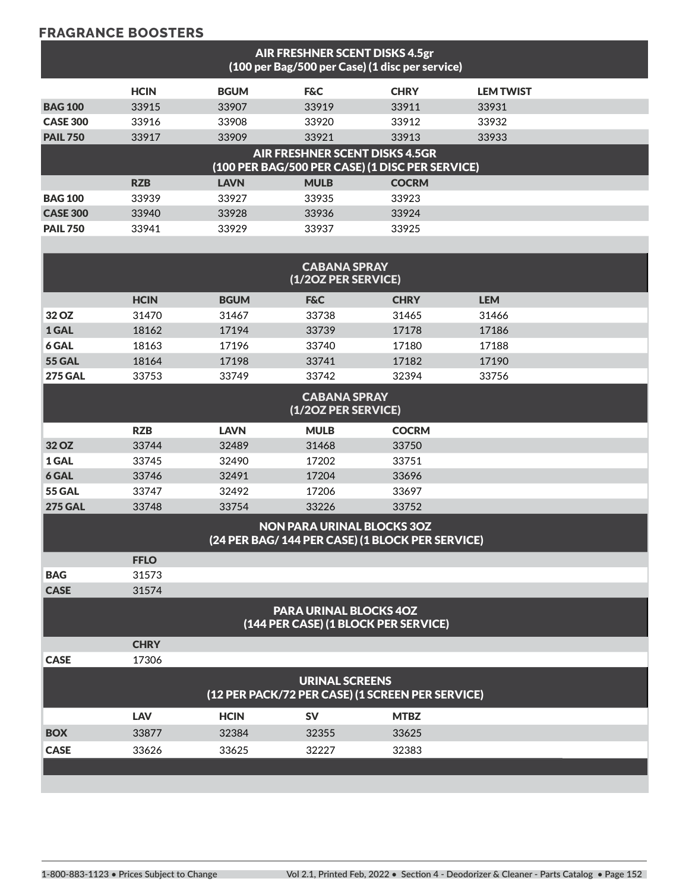## FRAGRANCE BOOSTERS

| AIR FRESHNER SCENT DISKS 4.5gr (100 per Bag/500 per Case) (1 disc per service) | | | | | |
|---|---|---|---|---|---|
| | HCIN | BGUM | F&C | CHRY | LEM TWIST |
| BAG 100 | 33915 | 33907 | 33919 | 33911 | 33931 |
| CASE 300 | 33916 | 33908 | 33920 | 33912 | 33932 |
| PAIL 750 | 33917 | 33909 | 33921 | 33913 | 33933 |

| AIR FRESHNER SCENT DISKS 4.5GR (100 PER BAG/500 PER CASE) (1 DISC PER SERVICE) | | | | |
|---|---|---|---|---|
| | RZB | LAVN | MULB | COCRM |
| BAG 100 | 33939 | 33927 | 33935 | 33923 |
| CASE 300 | 33940 | 33928 | 33936 | 33924 |
| PAIL 750 | 33941 | 33929 | 33937 | 33925 |

| CABANA SPRAY (1/2OZ PER SERVICE) | | | | | |
|---|---|---|---|---|---|
| | HCIN | BGUM | F&C | CHRY | LEM |
| 32 OZ | 31470 | 31467 | 33738 | 31465 | 31466 |
| 1 GAL | 18162 | 17194 | 33739 | 17178 | 17186 |
| 6 GAL | 18163 | 17196 | 33740 | 17180 | 17188 |
| 55 GAL | 18164 | 17198 | 33741 | 17182 | 17190 |
| 275 GAL | 33753 | 33749 | 33742 | 32394 | 33756 |

| CABANA SPRAY (1/2OZ PER SERVICE) | | | | |
|---|---|---|---|---|
| | RZB | LAVN | MULB | COCRM |
| 32 OZ | 33744 | 32489 | 31468 | 33750 |
| 1 GAL | 33745 | 32490 | 17202 | 33751 |
| 6 GAL | 33746 | 32491 | 17204 | 33696 |
| 55 GAL | 33747 | 32492 | 17206 | 33697 |
| 275 GAL | 33748 | 33754 | 33226 | 33752 |

| NON PARA URINAL BLOCKS 3OZ (24 PER BAG/ 144 PER CASE) (1 BLOCK PER SERVICE) | |
|---|---|
| | FFLO |
| BAG | 31573 |
| CASE | 31574 |

| PARA URINAL BLOCKS 4OZ (144 PER CASE) (1 BLOCK PER SERVICE) | |
|---|---|
| | CHRY |
| CASE | 17306 |

| URINAL SCREENS (12 PER PACK/72 PER CASE) (1 SCREEN PER SERVICE) | | | | |
|---|---|---|---|---|
| | LAV | HCIN | SV | MTBZ |
| BOX | 33877 | 32384 | 32355 | 33625 |
| CASE | 33626 | 33625 | 32227 | 32383 |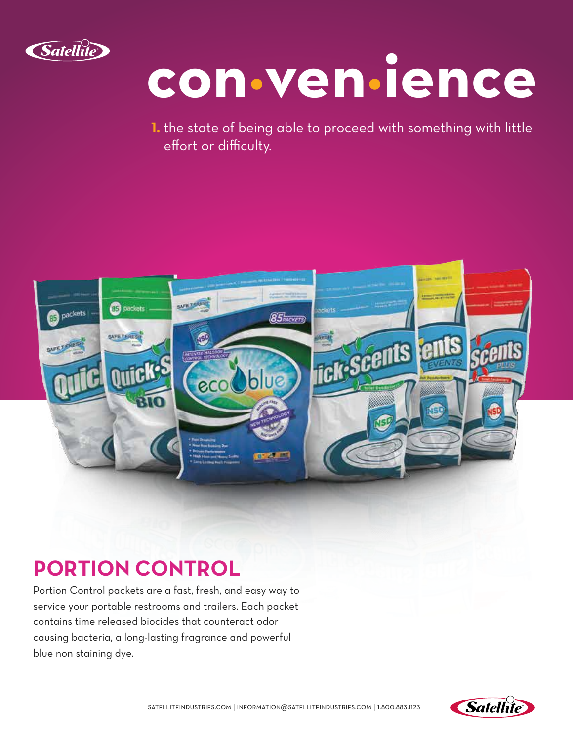# con•ven•ience

**1.** the state of being able to proceed with something with little effort or difficulty.

## PORTION CONTROL

Portion Control packets are a fast, fresh, and easy way to service your portable restrooms and trailers. Each packet contains time released biocides that counteract odor causing bacteria, a long-lasting fragrance and powerful blue non staining dye.

SATELLITEINDUSTRIES.COM | INFORMATION@SATELLITEINDUSTRIES.COM | 1.800.883.1123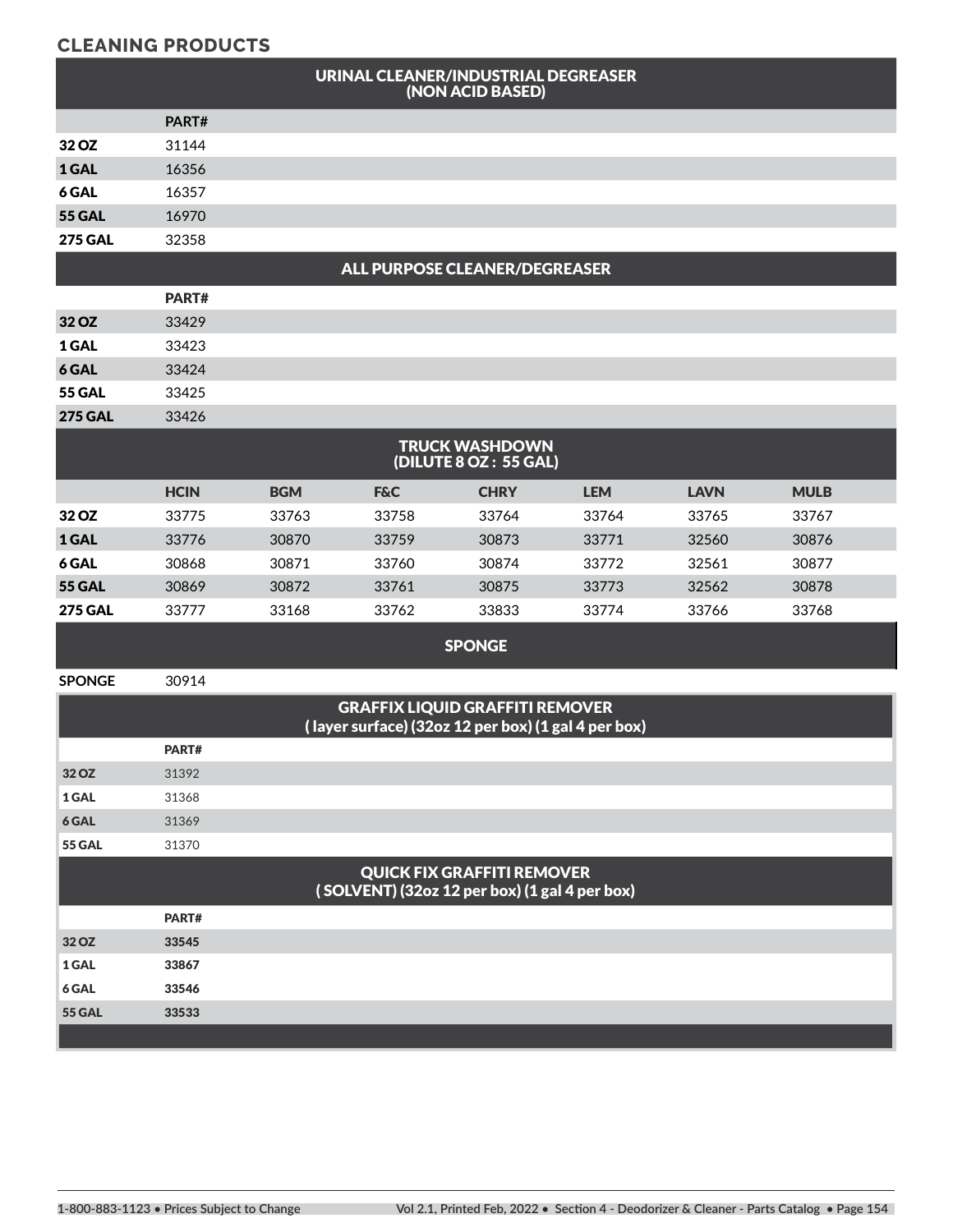## CLEANING PRODUCTS

| URINAL CLEANER/INDUSTRIAL DEGREASER (NON ACID BASED) | |
|---|---|
| | PART# |
| **32 OZ** | 31144 |
| **1 GAL** | 16356 |
| **6 GAL** | 16357 |
| **55 GAL** | 16970 |
| **275 GAL** | 32358 |

| ALL PURPOSE CLEANER/DEGREASER | |
|---|---|
| | PART# |
| **32 OZ** | 33429 |
| **1 GAL** | 33423 |
| **6 GAL** | 33424 |
| **55 GAL** | 33425 |
| **275 GAL** | 33426 |

| TRUCK WASHDOWN (DILUTE 8 OZ : 55 GAL) | | | | | | | |
|---|---|---|---|---|---|---|---|
| | HCIN | BGM | F&C | CHRY | LEM | LAVN | MULB |
| **32 OZ** | 33775 | 33763 | 33758 | 33764 | 33764 | 33765 | 33767 |
| **1 GAL** | 33776 | 30870 | 33759 | 30873 | 33771 | 32560 | 30876 |
| **6 GAL** | 30868 | 30871 | 33760 | 30874 | 33772 | 32561 | 30877 |
| **55 GAL** | 30869 | 30872 | 33761 | 30875 | 33773 | 32562 | 30878 |
| **275 GAL** | 33777 | 33168 | 33762 | 33833 | 33774 | 33766 | 33768 |

| SPONGE | |
|---|---|
| **SPONGE** | 30914 |

| GRAFFIX LIQUID GRAFFITI REMOVER ( layer surface) (32oz 12 per box) (1 gal 4 per box) | |
|---|---|
| | PART# |
| **32 OZ** | 31392 |
| **1 GAL** | 31368 |
| **6 GAL** | 31369 |
| **55 GAL** | 31370 |

| QUICK FIX GRAFFITI REMOVER ( SOLVENT) (32oz 12 per box) (1 gal 4 per box) | |
|---|---|
| | PART# |
| **32 OZ** | **33545** |
| **1 GAL** | **33867** |
| **6 GAL** | **33546** |
| **55 GAL** | **33533** |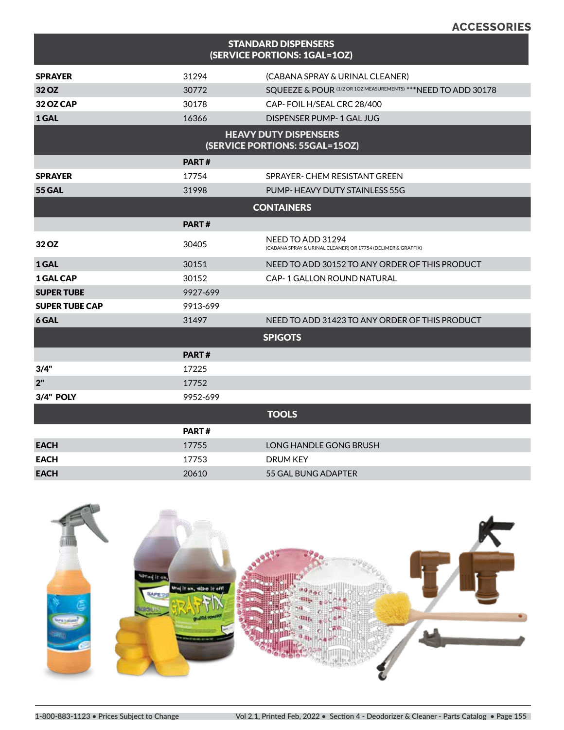## ACCESSORIES

| STANDARD DISPENSERS (SERVICE PORTIONS: 1GAL=1OZ) | | |
|---|---|---|
| **SPRAYER** | 31294 | (CABANA SPRAY & URINAL CLEANER) |
| **32 OZ** | 30772 | SQUEEZE & POUR (1/2 OR 1OZ MEASUREMENTS) ***NEED TO ADD 30178 |
| **32 OZ CAP** | 30178 | CAP- FOIL H/SEAL CRC 28/400 |
| **1 GAL** | 16366 | DISPENSER PUMP- 1 GAL JUG |

| HEAVY DUTY DISPENSERS (SERVICE PORTIONS: 55GAL=15OZ) | | |
|---|---|---|
| | **PART #** | |
| **SPRAYER** | 17754 | SPRAYER- CHEM RESISTANT GREEN |
| **55 GAL** | 31998 | PUMP- HEAVY DUTY STAINLESS 55G |

| CONTAINERS | | |
|---|---|---|
| | **PART #** | |
| **32 OZ** | 30405 | NEED TO ADD 31294 (CABANA SPRAY & URINAL CLEANER) OR 17754 (DELIMER & GRAFFIX) |
| **1 GAL** | 30151 | NEED TO ADD 30152 TO ANY ORDER OF THIS PRODUCT |
| **1 GAL CAP** | 30152 | CAP- 1 GALLON ROUND NATURAL |
| **SUPER TUBE** | 9927-699 | |
| **SUPER TUBE CAP** | 9913-699 | |
| **6 GAL** | 31497 | NEED TO ADD 31423 TO ANY ORDER OF THIS PRODUCT |

| SPIGOTS | | |
|---|---|---|
| | **PART #** | |
| **3/4"** | 17225 | |
| **2"** | 17752 | |
| **3/4" POLY** | 9952-699 | |

| TOOLS | | |
|---|---|---|
| | **PART #** | |
| **EACH** | 17755 | LONG HANDLE GONG BRUSH |
| **EACH** | 17753 | DRUM KEY |
| **EACH** | 20610 | 55 GAL BUNG ADAPTER |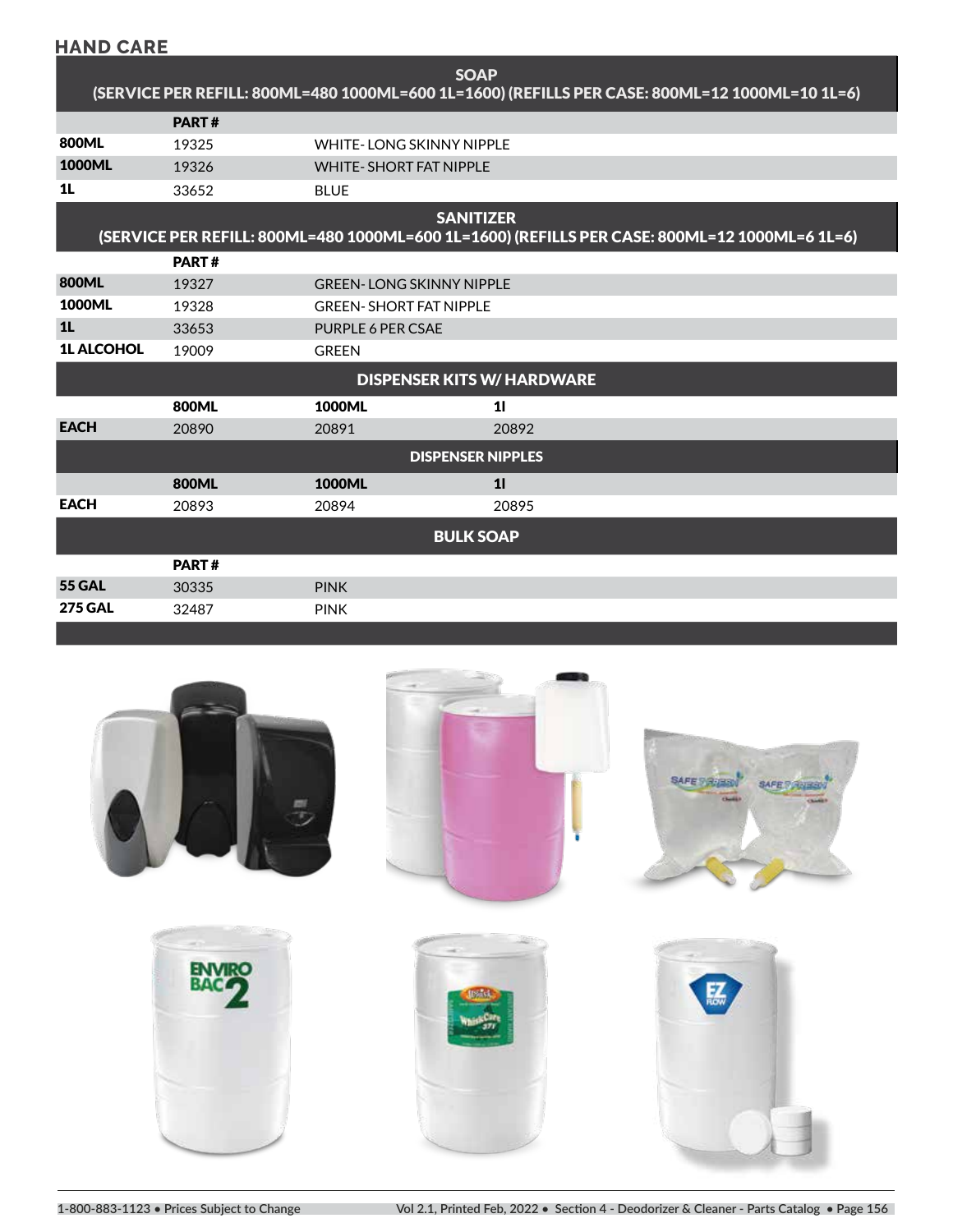## HAND CARE

| SOAP (SERVICE PER REFILL: 800ML=480 1000ML=600 1L=1600) (REFILLS PER CASE: 800ML=12 1000ML=10 1L=6) | | |
|---|---|---|
| | PART # | |
| 800ML | 19325 | WHITE- LONG SKINNY NIPPLE |
| 1000ML | 19326 | WHITE- SHORT FAT NIPPLE |
| 1L | 33652 | BLUE |

| SANITIZER (SERVICE PER REFILL: 800ML=480 1000ML=600 1L=1600) (REFILLS PER CASE: 800ML=12 1000ML=6 1L=6) | | |
|---|---|---|
| | PART # | |
| 800ML | 19327 | GREEN- LONG SKINNY NIPPLE |
| 1000ML | 19328 | GREEN- SHORT FAT NIPPLE |
| 1L | 33653 | PURPLE 6 PER CSAE |
| 1L ALCOHOL | 19009 | GREEN |

| DISPENSER KITS W/ HARDWARE | | | |
|---|---|---|---|
| | 800ML | 1000ML | 1l |
| EACH | 20890 | 20891 | 20892 |

| DISPENSER NIPPLES | | | |
|---|---|---|---|
| | 800ML | 1000ML | 1l |
| EACH | 20893 | 20894 | 20895 |

| BULK SOAP | | |
|---|---|---|
| | PART # | |
| 55 GAL | 30335 | PINK |
| 275 GAL | 32487 | PINK |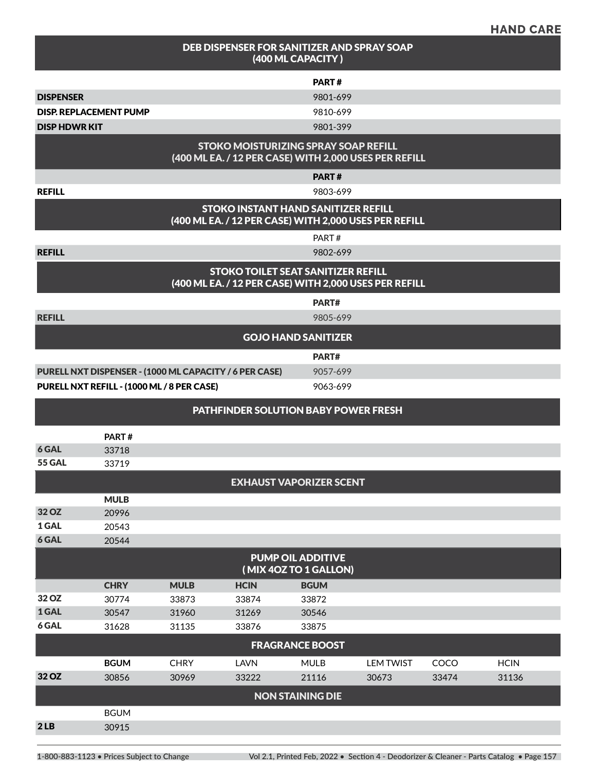## HAND CARE

### DEB DISPENSER FOR SANITIZER AND SPRAY SOAP (400 ML CAPACITY )

| | PART # |
|---|---|
| **DISPENSER** | 9801-699 |
| **DISP. REPLACEMENT PUMP** | 9810-699 |
| **DISP HDWR KIT** | 9801-399 |

### STOKO MOISTURIZING SPRAY SOAP REFILL (400 ML EA. / 12 PER CASE) WITH 2,000 USES PER REFILL

| | PART # |
|---|---|
| **REFILL** | 9803-699 |

### STOKO INSTANT HAND SANITIZER REFILL (400 ML EA. / 12 PER CASE) WITH 2,000 USES PER REFILL

| | PART # |
|---|---|
| **REFILL** | 9802-699 |

### STOKO TOILET SEAT SANITIZER REFILL (400 ML EA. / 12 PER CASE) WITH 2,000 USES PER REFILL

| | PART# |
|---|---|
| **REFILL** | 9805-699 |

### GOJO HAND SANITIZER

| | PART# |
|---|---|
| **PURELL NXT DISPENSER - (1000 ML CAPACITY / 6 PER CASE)** | 9057-699 |
| **PURELL NXT REFILL - (1000 ML / 8 PER CASE)** | 9063-699 |

### PATHFINDER SOLUTION BABY POWER FRESH

| | PART # |
|---|---|
| **6 GAL** | 33718 |
| **55 GAL** | 33719 |

### EXHAUST VAPORIZER SCENT

| | MULB |
|---|---|
| **32 OZ** | 20996 |
| **1 GAL** | 20543 |
| **6 GAL** | 20544 |

### PUMP OIL ADDITIVE ( MIX 4OZ TO 1 GALLON)

| | CHRY | MULB | HCIN | BGUM |
|---|---|---|---|---|
| **32 OZ** | 30774 | 33873 | 33874 | 33872 |
| **1 GAL** | 30547 | 31960 | 31269 | 30546 |
| **6 GAL** | 31628 | 31135 | 33876 | 33875 |

### FRAGRANCE BOOST

| | BGUM | CHRY | LAVN | MULB | LEM TWIST | COCO | HCIN |
|---|---|---|---|---|---|---|---|
| **32 OZ** | 30856 | 30969 | 33222 | 21116 | 30673 | 33474 | 31136 |

### NON STAINING DIE

| | BGUM |
|---|---|
| **2 LB** | 30915 |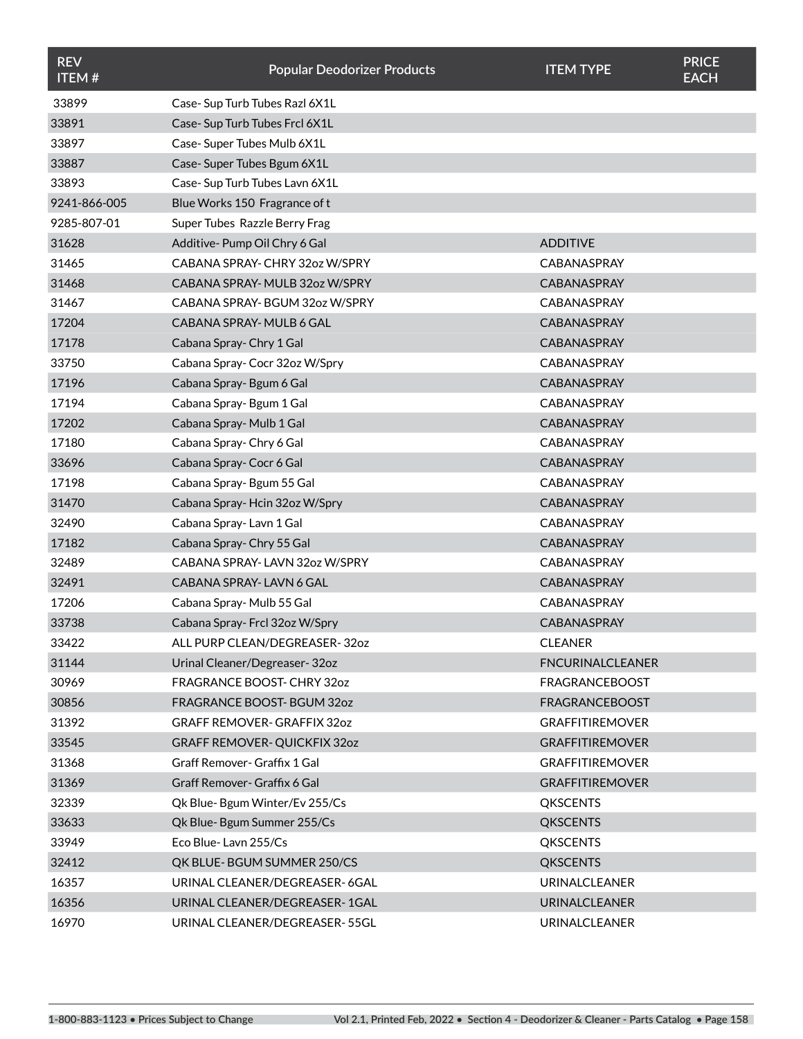| REV ITEM # | Popular Deodorizer Products | ITEM TYPE | PRICE EACH |
|---|---|---|---|
| 33899 | Case- Sup Turb Tubes Razl 6X1L | | |
| 33891 | Case- Sup Turb Tubes Frcl 6X1L | | |
| 33897 | Case- Super Tubes Mulb 6X1L | | |
| 33887 | Case- Super Tubes Bgum 6X1L | | |
| 33893 | Case- Sup Turb Tubes Lavn 6X1L | | |
| 9241-866-005 | Blue Works 150 Fragrance of t | | |
| 9285-807-01 | Super Tubes Razzle Berry Frag | | |
| 31628 | Additive- Pump Oil Chry 6 Gal | ADDITIVE | |
| 31465 | CABANA SPRAY- CHRY 32oz W/SPRY | CABANASPRAY | |
| 31468 | CABANA SPRAY- MULB 32oz W/SPRY | CABANASPRAY | |
| 31467 | CABANA SPRAY- BGUM 32oz W/SPRY | CABANASPRAY | |
| 17204 | CABANA SPRAY- MULB 6 GAL | CABANASPRAY | |
| 17178 | Cabana Spray- Chry 1 Gal | CABANASPRAY | |
| 33750 | Cabana Spray- Cocr 32oz W/Spry | CABANASPRAY | |
| 17196 | Cabana Spray- Bgum 6 Gal | CABANASPRAY | |
| 17194 | Cabana Spray- Bgum 1 Gal | CABANASPRAY | |
| 17202 | Cabana Spray- Mulb 1 Gal | CABANASPRAY | |
| 17180 | Cabana Spray- Chry 6 Gal | CABANASPRAY | |
| 33696 | Cabana Spray- Cocr 6 Gal | CABANASPRAY | |
| 17198 | Cabana Spray- Bgum 55 Gal | CABANASPRAY | |
| 31470 | Cabana Spray- Hcin 32oz W/Spry | CABANASPRAY | |
| 32490 | Cabana Spray- Lavn 1 Gal | CABANASPRAY | |
| 17182 | Cabana Spray- Chry 55 Gal | CABANASPRAY | |
| 32489 | CABANA SPRAY- LAVN 32oz W/SPRY | CABANASPRAY | |
| 32491 | CABANA SPRAY- LAVN 6 GAL | CABANASPRAY | |
| 17206 | Cabana Spray- Mulb 55 Gal | CABANASPRAY | |
| 33738 | Cabana Spray- Frcl 32oz W/Spry | CABANASPRAY | |
| 33422 | ALL PURP CLEAN/DEGREASER- 32oz | CLEANER | |
| 31144 | Urinal Cleaner/Degreaser- 32oz | FNCURINALCLEANER | |
| 30969 | FRAGRANCE BOOST- CHRY 32oz | FRAGRANCEBOOST | |
| 30856 | FRAGRANCE BOOST- BGUM 32oz | FRAGRANCEBOOST | |
| 31392 | GRAFF REMOVER- GRAFFIX 32oz | GRAFFITIREMOVER | |
| 33545 | GRAFF REMOVER- QUICKFIX 32oz | GRAFFITIREMOVER | |
| 31368 | Graff Remover- Graffix 1 Gal | GRAFFITIREMOVER | |
| 31369 | Graff Remover- Graffix 6 Gal | GRAFFITIREMOVER | |
| 32339 | Qk Blue- Bgum Winter/Ev 255/Cs | QKSCENTS | |
| 33633 | Qk Blue- Bgum Summer 255/Cs | QKSCENTS | |
| 33949 | Eco Blue- Lavn 255/Cs | QKSCENTS | |
| 32412 | QK BLUE- BGUM SUMMER 250/CS | QKSCENTS | |
| 16357 | URINAL CLEANER/DEGREASER- 6GAL | URINALCLEANER | |
| 16356 | URINAL CLEANER/DEGREASER- 1GAL | URINALCLEANER | |
| 16970 | URINAL CLEANER/DEGREASER- 55GL | URINALCLEANER | |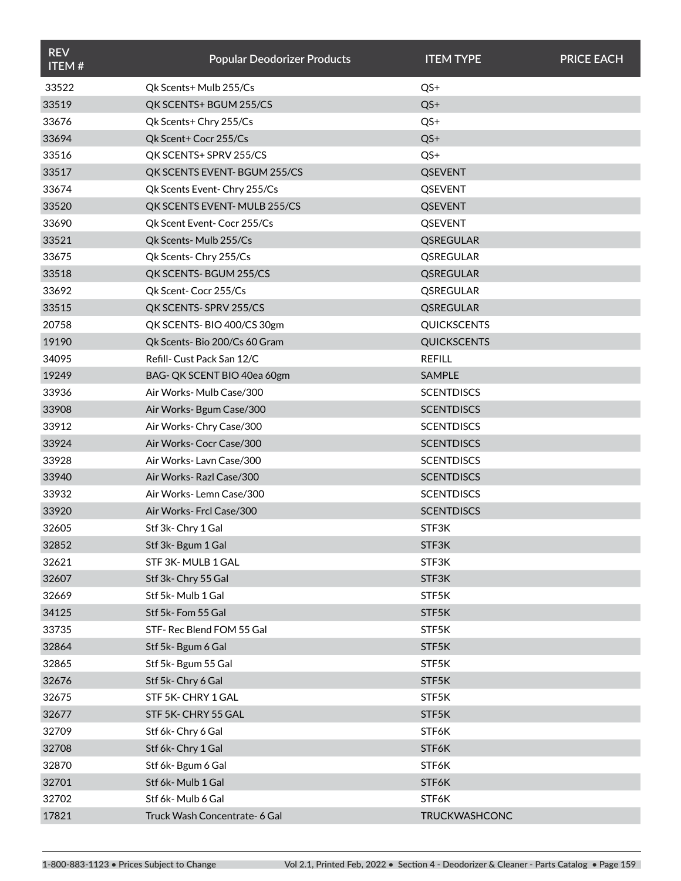| REV ITEM # | Popular Deodorizer Products | ITEM TYPE | PRICE EACH |
|---|---|---|---|
| 33522 | Qk Scents+ Mulb 255/Cs | QS+ | |
| 33519 | QK SCENTS+ BGUM 255/CS | QS+ | |
| 33676 | Qk Scents+ Chry 255/Cs | QS+ | |
| 33694 | Qk Scent+ Cocr 255/Cs | QS+ | |
| 33516 | QK SCENTS+ SPRV 255/CS | QS+ | |
| 33517 | QK SCENTS EVENT- BGUM 255/CS | QSEVENT | |
| 33674 | Qk Scents Event- Chry 255/Cs | QSEVENT | |
| 33520 | QK SCENTS EVENT- MULB 255/CS | QSEVENT | |
| 33690 | Qk Scent Event- Cocr 255/Cs | QSEVENT | |
| 33521 | Qk Scents- Mulb 255/Cs | QSREGULAR | |
| 33675 | Qk Scents- Chry 255/Cs | QSREGULAR | |
| 33518 | QK SCENTS- BGUM 255/CS | QSREGULAR | |
| 33692 | Qk Scent- Cocr 255/Cs | QSREGULAR | |
| 33515 | QK SCENTS- SPRV 255/CS | QSREGULAR | |
| 20758 | QK SCENTS- BIO 400/CS 30gm | QUICKSCENTS | |
| 19190 | Qk Scents- Bio 200/Cs 60 Gram | QUICKSCENTS | |
| 34095 | Refill- Cust Pack San 12/C | REFILL | |
| 19249 | BAG- QK SCENT BIO 40ea 60gm | SAMPLE | |
| 33936 | Air Works- Mulb Case/300 | SCENTDISCS | |
| 33908 | Air Works- Bgum Case/300 | SCENTDISCS | |
| 33912 | Air Works- Chry Case/300 | SCENTDISCS | |
| 33924 | Air Works- Cocr Case/300 | SCENTDISCS | |
| 33928 | Air Works- Lavn Case/300 | SCENTDISCS | |
| 33940 | Air Works- Razl Case/300 | SCENTDISCS | |
| 33932 | Air Works- Lemn Case/300 | SCENTDISCS | |
| 33920 | Air Works- Frcl Case/300 | SCENTDISCS | |
| 32605 | Stf 3k- Chry 1 Gal | STF3K | |
| 32852 | Stf 3k- Bgum 1 Gal | STF3K | |
| 32621 | STF 3K- MULB 1 GAL | STF3K | |
| 32607 | Stf 3k- Chry 55 Gal | STF3K | |
| 32669 | Stf 5k- Mulb 1 Gal | STF5K | |
| 34125 | Stf 5k- Fom 55 Gal | STF5K | |
| 33735 | STF- Rec Blend FOM 55 Gal | STF5K | |
| 32864 | Stf 5k- Bgum 6 Gal | STF5K | |
| 32865 | Stf 5k- Bgum 55 Gal | STF5K | |
| 32676 | Stf 5k- Chry 6 Gal | STF5K | |
| 32675 | STF 5K- CHRY 1 GAL | STF5K | |
| 32677 | STF 5K- CHRY 55 GAL | STF5K | |
| 32709 | Stf 6k- Chry 6 Gal | STF6K | |
| 32708 | Stf 6k- Chry 1 Gal | STF6K | |
| 32870 | Stf 6k- Bgum 6 Gal | STF6K | |
| 32701 | Stf 6k- Mulb 1 Gal | STF6K | |
| 32702 | Stf 6k- Mulb 6 Gal | STF6K | |
| 17821 | Truck Wash Concentrate- 6 Gal | TRUCKWASHCONC | |